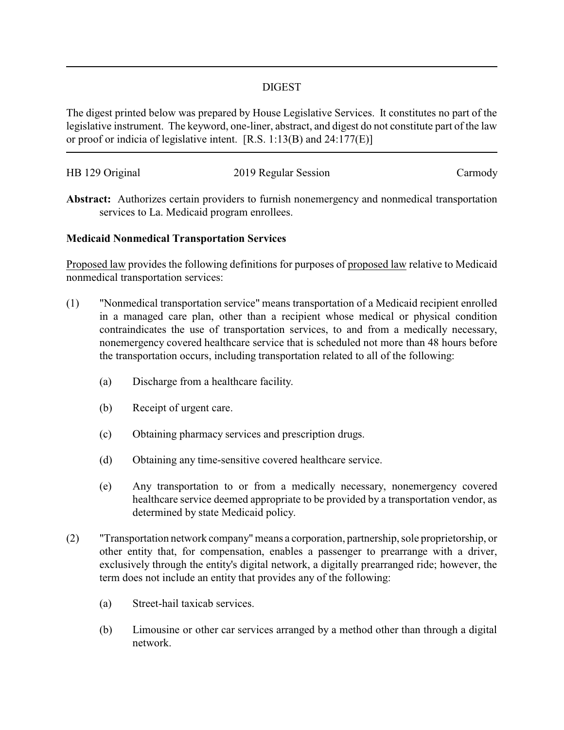# DIGEST

The digest printed below was prepared by House Legislative Services. It constitutes no part of the legislative instrument. The keyword, one-liner, abstract, and digest do not constitute part of the law or proof or indicia of legislative intent. [R.S. 1:13(B) and 24:177(E)]

HB 129 Original — 2019 Regular Session — Carmody

**Abstract:** Authorizes certain providers to furnish nonemergency and nonmedical transportation services to La. Medicaid program enrollees.

**Medicaid Nonmedical Transportation Services**

Proposed law provides the following definitions for purposes of proposed law relative to Medicaid nonmedical transportation services:

(1) "Nonmedical transportation service" means transportation of a Medicaid recipient enrolled in a managed care plan, other than a recipient whose medical or physical condition contraindicates the use of transportation services, to and from a medically necessary, nonemergency covered healthcare service that is scheduled not more than 48 hours before the transportation occurs, including transportation related to all of the following:

  (a) Discharge from a healthcare facility.

  (b) Receipt of urgent care.

  (c) Obtaining pharmacy services and prescription drugs.

  (d) Obtaining any time-sensitive covered healthcare service.

  (e) Any transportation to or from a medically necessary, nonemergency covered healthcare service deemed appropriate to be provided by a transportation vendor, as determined by state Medicaid policy.

(2) "Transportation network company" means a corporation, partnership, sole proprietorship, or other entity that, for compensation, enables a passenger to prearrange with a driver, exclusively through the entity's digital network, a digitally prearranged ride; however, the term does not include an entity that provides any of the following:

  (a) Street-hail taxicab services.

  (b) Limousine or other car services arranged by a method other than through a digital network.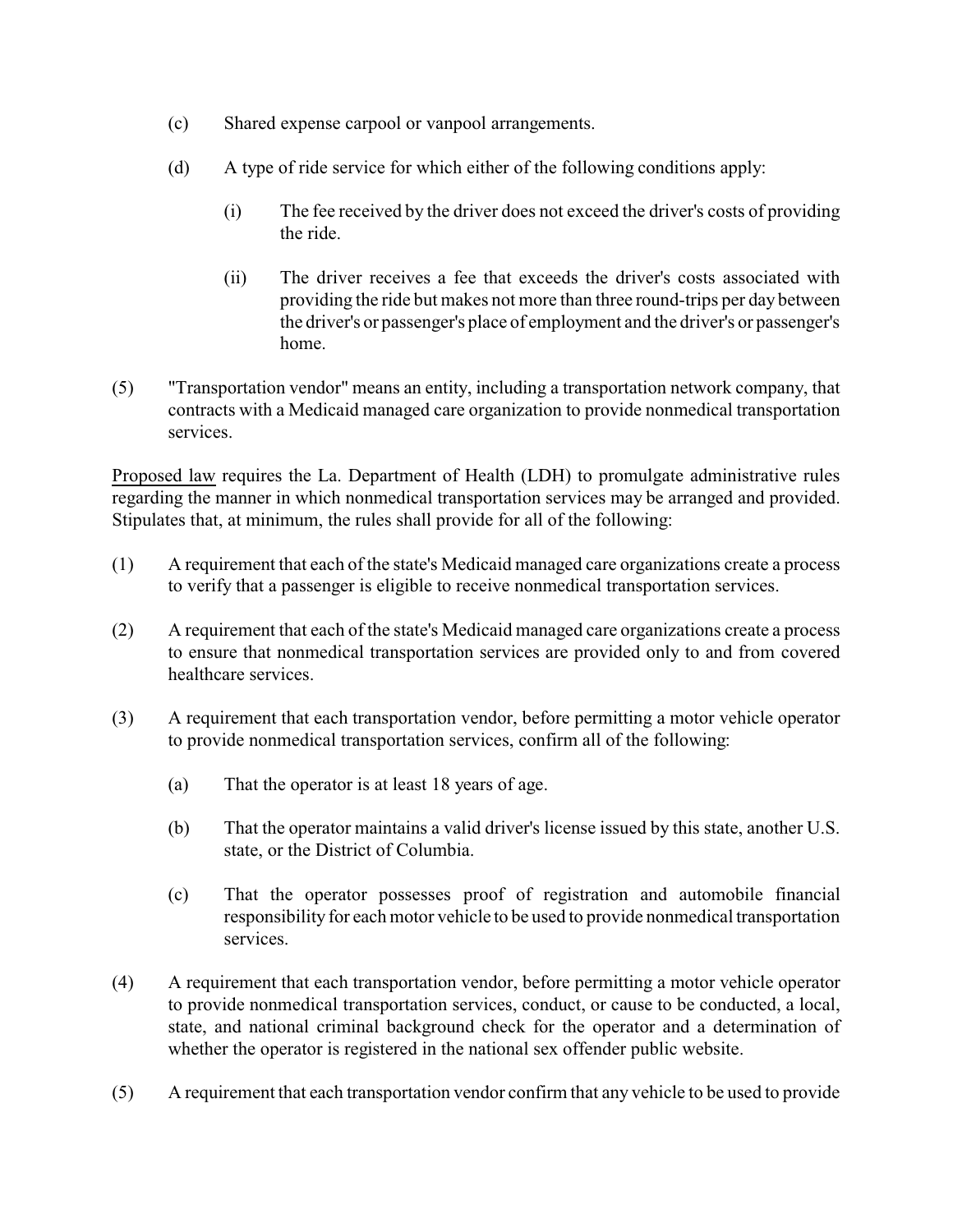(c) Shared expense carpool or vanpool arrangements.

(d) A type of ride service for which either of the following conditions apply:

(i) The fee received by the driver does not exceed the driver's costs of providing the ride.

(ii) The driver receives a fee that exceeds the driver's costs associated with providing the ride but makes not more than three round-trips per day between the driver's or passenger's place of employment and the driver's or passenger's home.

(5) "Transportation vendor" means an entity, including a transportation network company, that contracts with a Medicaid managed care organization to provide nonmedical transportation services.

Proposed law requires the La. Department of Health (LDH) to promulgate administrative rules regarding the manner in which nonmedical transportation services may be arranged and provided. Stipulates that, at minimum, the rules shall provide for all of the following:

(1) A requirement that each of the state's Medicaid managed care organizations create a process to verify that a passenger is eligible to receive nonmedical transportation services.

(2) A requirement that each of the state's Medicaid managed care organizations create a process to ensure that nonmedical transportation services are provided only to and from covered healthcare services.

(3) A requirement that each transportation vendor, before permitting a motor vehicle operator to provide nonmedical transportation services, confirm all of the following:

(a) That the operator is at least 18 years of age.

(b) That the operator maintains a valid driver's license issued by this state, another U.S. state, or the District of Columbia.

(c) That the operator possesses proof of registration and automobile financial responsibility for each motor vehicle to be used to provide nonmedical transportation services.

(4) A requirement that each transportation vendor, before permitting a motor vehicle operator to provide nonmedical transportation services, conduct, or cause to be conducted, a local, state, and national criminal background check for the operator and a determination of whether the operator is registered in the national sex offender public website.

(5) A requirement that each transportation vendor confirm that any vehicle to be used to provide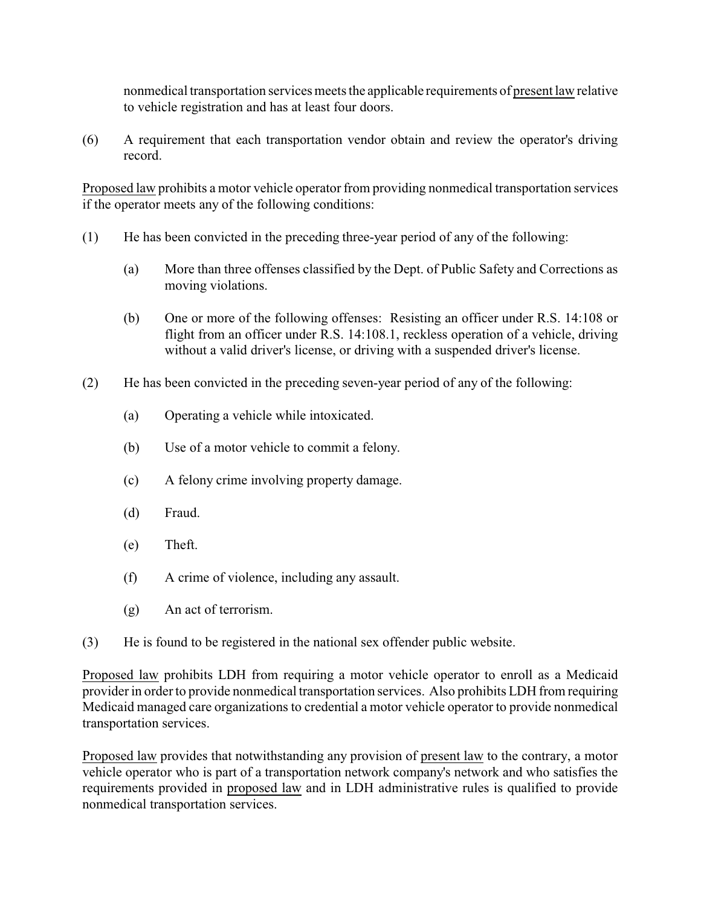nonmedical transportation services meets the applicable requirements of present law relative to vehicle registration and has at least four doors.

(6) A requirement that each transportation vendor obtain and review the operator's driving record.

Proposed law prohibits a motor vehicle operator from providing nonmedical transportation services if the operator meets any of the following conditions:

(1) He has been convicted in the preceding three-year period of any of the following:

  (a) More than three offenses classified by the Dept. of Public Safety and Corrections as moving violations.

  (b) One or more of the following offenses: Resisting an officer under R.S. 14:108 or flight from an officer under R.S. 14:108.1, reckless operation of a vehicle, driving without a valid driver's license, or driving with a suspended driver's license.

(2) He has been convicted in the preceding seven-year period of any of the following:

  (a) Operating a vehicle while intoxicated.

  (b) Use of a motor vehicle to commit a felony.

  (c) A felony crime involving property damage.

  (d) Fraud.

  (e) Theft.

  (f) A crime of violence, including any assault.

  (g) An act of terrorism.

(3) He is found to be registered in the national sex offender public website.

Proposed law prohibits LDH from requiring a motor vehicle operator to enroll as a Medicaid provider in order to provide nonmedical transportation services. Also prohibits LDH from requiring Medicaid managed care organizations to credential a motor vehicle operator to provide nonmedical transportation services.

Proposed law provides that notwithstanding any provision of present law to the contrary, a motor vehicle operator who is part of a transportation network company's network and who satisfies the requirements provided in proposed law and in LDH administrative rules is qualified to provide nonmedical transportation services.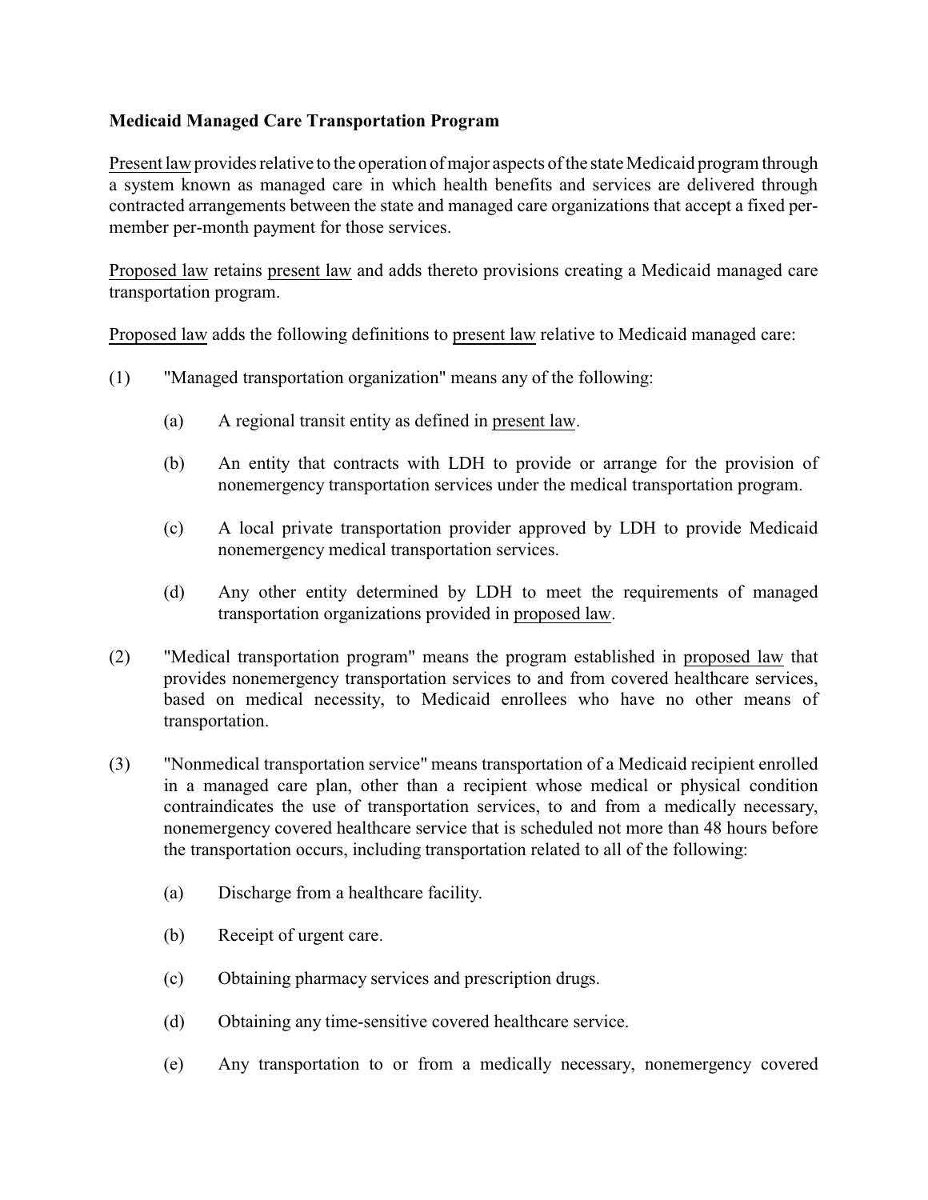**Medicaid Managed Care Transportation Program**

Present law provides relative to the operation of major aspects of the state Medicaid program through a system known as managed care in which health benefits and services are delivered through contracted arrangements between the state and managed care organizations that accept a fixed per-member per-month payment for those services.

Proposed law retains present law and adds thereto provisions creating a Medicaid managed care transportation program.

Proposed law adds the following definitions to present law relative to Medicaid managed care:

(1) "Managed transportation organization" means any of the following:

  (a) A regional transit entity as defined in present law.

  (b) An entity that contracts with LDH to provide or arrange for the provision of nonemergency transportation services under the medical transportation program.

  (c) A local private transportation provider approved by LDH to provide Medicaid nonemergency medical transportation services.

  (d) Any other entity determined by LDH to meet the requirements of managed transportation organizations provided in proposed law.

(2) "Medical transportation program" means the program established in proposed law that provides nonemergency transportation services to and from covered healthcare services, based on medical necessity, to Medicaid enrollees who have no other means of transportation.

(3) "Nonmedical transportation service" means transportation of a Medicaid recipient enrolled in a managed care plan, other than a recipient whose medical or physical condition contraindicates the use of transportation services, to and from a medically necessary, nonemergency covered healthcare service that is scheduled not more than 48 hours before the transportation occurs, including transportation related to all of the following:

  (a) Discharge from a healthcare facility.

  (b) Receipt of urgent care.

  (c) Obtaining pharmacy services and prescription drugs.

  (d) Obtaining any time-sensitive covered healthcare service.

  (e) Any transportation to or from a medically necessary, nonemergency covered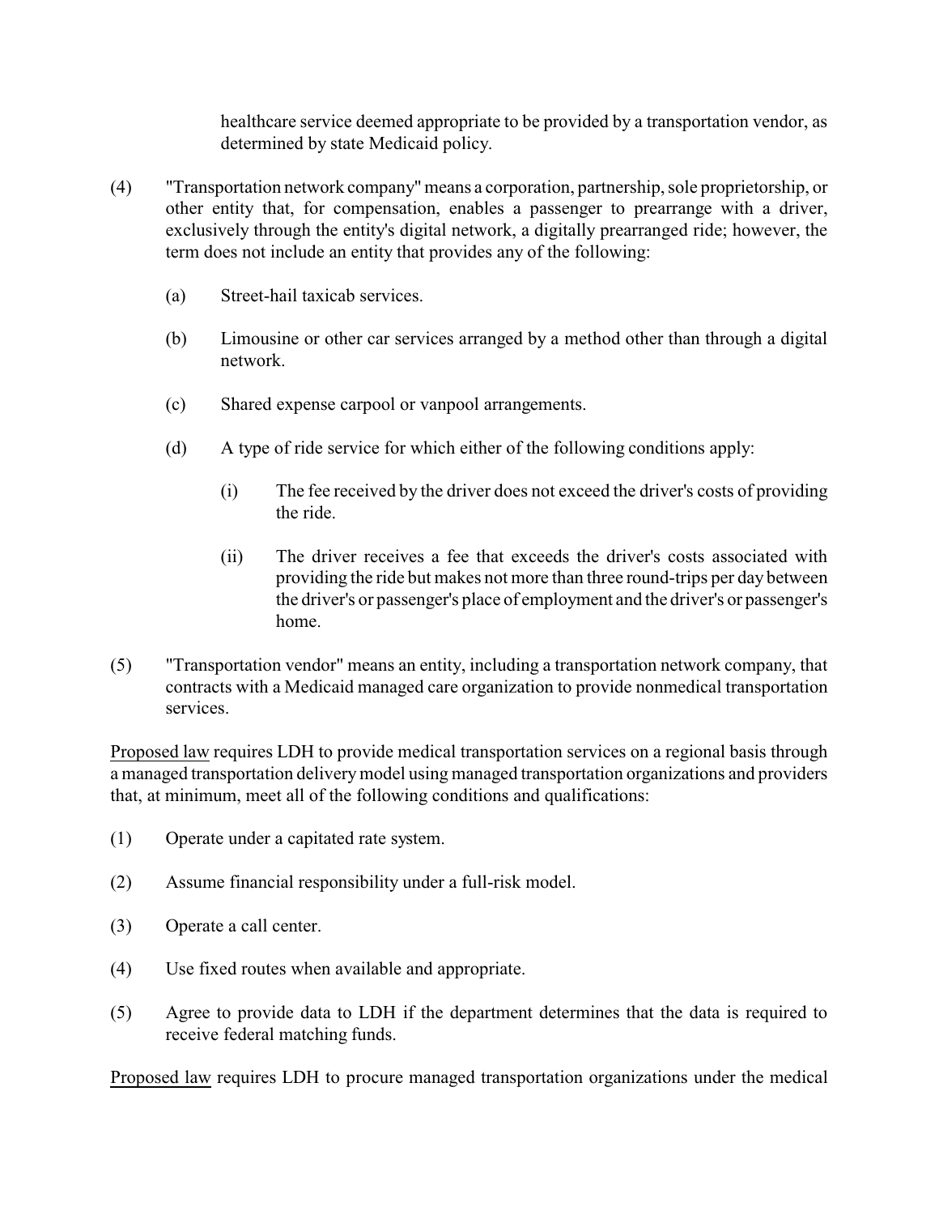healthcare service deemed appropriate to be provided by a transportation vendor, as determined by state Medicaid policy.

(4) "Transportation network company" means a corporation, partnership, sole proprietorship, or other entity that, for compensation, enables a passenger to prearrange with a driver, exclusively through the entity's digital network, a digitally prearranged ride; however, the term does not include an entity that provides any of the following:

  (a) Street-hail taxicab services.

  (b) Limousine or other car services arranged by a method other than through a digital network.

  (c) Shared expense carpool or vanpool arrangements.

  (d) A type of ride service for which either of the following conditions apply:

    (i) The fee received by the driver does not exceed the driver's costs of providing the ride.

    (ii) The driver receives a fee that exceeds the driver's costs associated with providing the ride but makes not more than three round-trips per day between the driver's or passenger's place of employment and the driver's or passenger's home.

(5) "Transportation vendor" means an entity, including a transportation network company, that contracts with a Medicaid managed care organization to provide nonmedical transportation services.

Proposed law requires LDH to provide medical transportation services on a regional basis through a managed transportation delivery model using managed transportation organizations and providers that, at minimum, meet all of the following conditions and qualifications:

(1) Operate under a capitated rate system.

(2) Assume financial responsibility under a full-risk model.

(3) Operate a call center.

(4) Use fixed routes when available and appropriate.

(5) Agree to provide data to LDH if the department determines that the data is required to receive federal matching funds.

Proposed law requires LDH to procure managed transportation organizations under the medical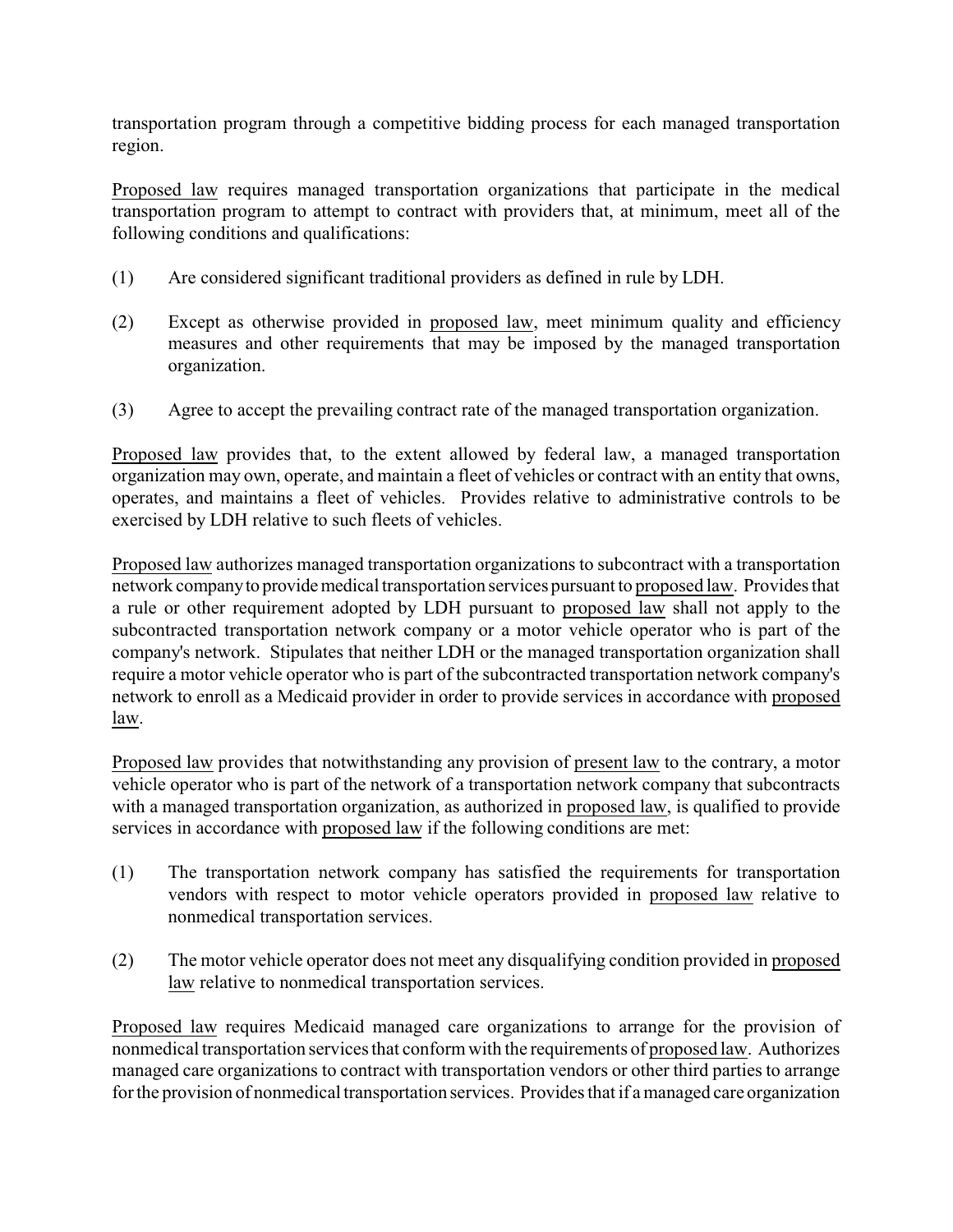transportation program through a competitive bidding process for each managed transportation region.

Proposed law requires managed transportation organizations that participate in the medical transportation program to attempt to contract with providers that, at minimum, meet all of the following conditions and qualifications:

(1) Are considered significant traditional providers as defined in rule by LDH.

(2) Except as otherwise provided in proposed law, meet minimum quality and efficiency measures and other requirements that may be imposed by the managed transportation organization.

(3) Agree to accept the prevailing contract rate of the managed transportation organization.

Proposed law provides that, to the extent allowed by federal law, a managed transportation organization may own, operate, and maintain a fleet of vehicles or contract with an entity that owns, operates, and maintains a fleet of vehicles. Provides relative to administrative controls to be exercised by LDH relative to such fleets of vehicles.

Proposed law authorizes managed transportation organizations to subcontract with a transportation network company to provide medical transportation services pursuant to proposed law. Provides that a rule or other requirement adopted by LDH pursuant to proposed law shall not apply to the subcontracted transportation network company or a motor vehicle operator who is part of the company's network. Stipulates that neither LDH or the managed transportation organization shall require a motor vehicle operator who is part of the subcontracted transportation network company's network to enroll as a Medicaid provider in order to provide services in accordance with proposed law.

Proposed law provides that notwithstanding any provision of present law to the contrary, a motor vehicle operator who is part of the network of a transportation network company that subcontracts with a managed transportation organization, as authorized in proposed law, is qualified to provide services in accordance with proposed law if the following conditions are met:

(1) The transportation network company has satisfied the requirements for transportation vendors with respect to motor vehicle operators provided in proposed law relative to nonmedical transportation services.

(2) The motor vehicle operator does not meet any disqualifying condition provided in proposed law relative to nonmedical transportation services.

Proposed law requires Medicaid managed care organizations to arrange for the provision of nonmedical transportation services that conform with the requirements of proposed law. Authorizes managed care organizations to contract with transportation vendors or other third parties to arrange for the provision of nonmedical transportation services. Provides that if a managed care organization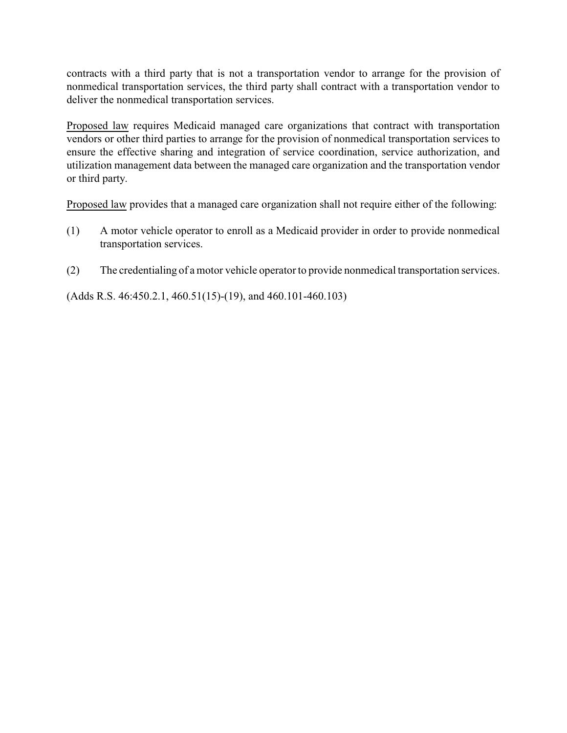contracts with a third party that is not a transportation vendor to arrange for the provision of nonmedical transportation services, the third party shall contract with a transportation vendor to deliver the nonmedical transportation services.

Proposed law requires Medicaid managed care organizations that contract with transportation vendors or other third parties to arrange for the provision of nonmedical transportation services to ensure the effective sharing and integration of service coordination, service authorization, and utilization management data between the managed care organization and the transportation vendor or third party.

Proposed law provides that a managed care organization shall not require either of the following:

(1) A motor vehicle operator to enroll as a Medicaid provider in order to provide nonmedical transportation services.

(2) The credentialing of a motor vehicle operator to provide nonmedical transportation services.

(Adds R.S. 46:450.2.1, 460.51(15)-(19), and 460.101-460.103)